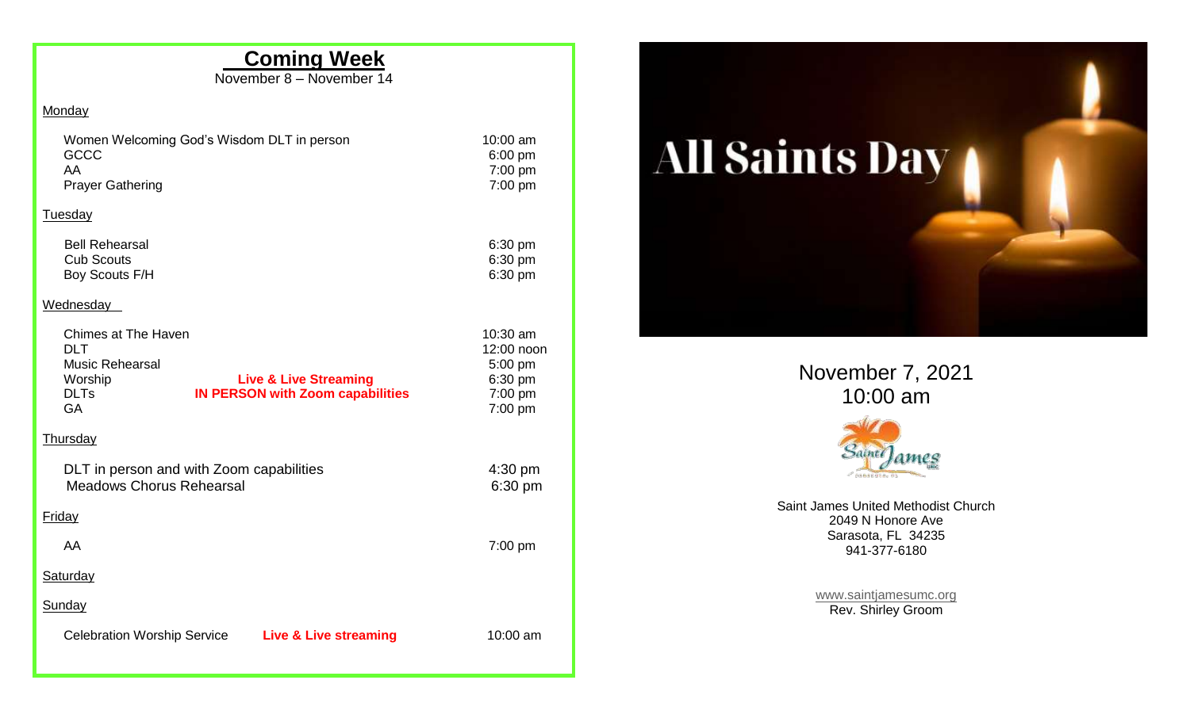## Coming Week

November 8 – November 14

**Monday**

| | | |
|---|---|---|
| Women Welcoming God's Wisdom DLT in person | | 10:00 am |
| GCCC | | 6:00 pm |
| AA | | 7:00 pm |
| Prayer Gathering | | 7:00 pm |

**Tuesday**

| | | |
|---|---|---|
| Bell Rehearsal | | 6:30 pm |
| Cub Scouts | | 6:30 pm |
| Boy Scouts F/H | | 6:30 pm |

**Wednesday**

| | | |
|---|---|---|
| Chimes at The Haven | | 10:30 am |
| DLT | | 12:00 noon |
| Music Rehearsal | | 5:00 pm |
| Worship | **Live & Live Streaming** | 6:30 pm |
| DLTs | **IN PERSON with Zoom capabilities** | 7:00 pm |
| GA | | 7:00 pm |

**Thursday**

| | | |
|---|---|---|
| DLT in person and with Zoom capabilities | | 4:30 pm |
| Meadows Chorus Rehearsal | | 6:30 pm |

**Friday**

| | | |
|---|---|---|
| AA | | 7:00 pm |

**Saturday**

**Sunday**

| | | |
|---|---|---|
| Celebration Worship Service | **Live & Live streaming** | 10:00 am |

# All Saints Day

November 7, 2021
10:00 am

Saint James United Methodist Church
2049 N Honore Ave
Sarasota, FL 34235
941-377-6180

www.saintjamesumc.org
Rev. Shirley Groom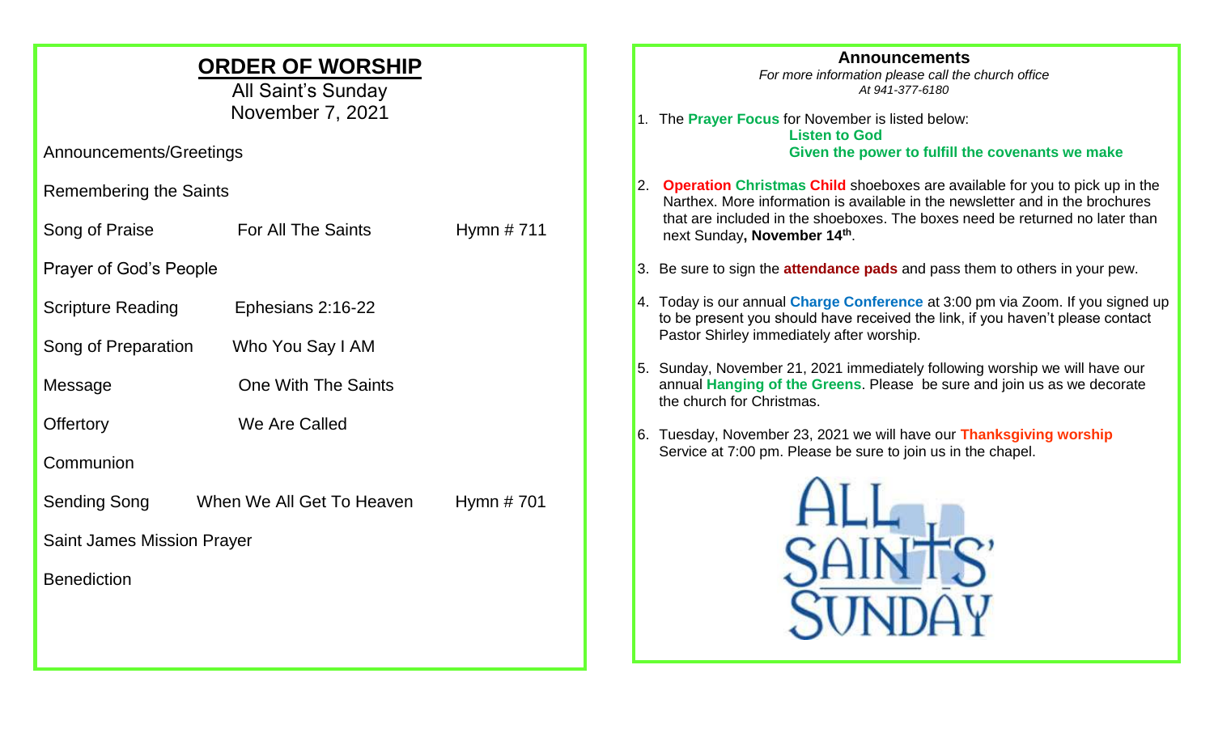## ORDER OF WORSHIP

All Saint's Sunday
November 7, 2021

Announcements/Greetings

Remembering the Saints

| | | |
|---|---|---|
| Song of Praise | For All The Saints | Hymn # 711 |

Prayer of God's People

| | |
|---|---|
| Scripture Reading | Ephesians 2:16-22 |
| Song of Preparation | Who You Say I AM |
| Message | One With The Saints |
| Offertory | We Are Called |

Communion

| | | |
|---|---|---|
| Sending Song | When We All Get To Heaven | Hymn # 701 |

Saint James Mission Prayer

Benediction

## Announcements

*For more information please call the church office*
*At 941-377-6180*

1. The **Prayer Focus** for November is listed below:
   **Listen to God**
   **Given the power to fulfill the covenants we make**

2. **Operation Christmas Child** shoeboxes are available for you to pick up in the Narthex. More information is available in the newsletter and in the brochures that are included in the shoeboxes. The boxes need be returned no later than next Sunday**, November 14th**.

3. Be sure to sign the **attendance pads** and pass them to others in your pew.

4. Today is our annual **Charge Conference** at 3:00 pm via Zoom. If you signed up to be present you should have received the link, if you haven't please contact Pastor Shirley immediately after worship.

5. Sunday, November 21, 2021 immediately following worship we will have our annual **Hanging of the Greens**. Please be sure and join us as we decorate the church for Christmas.

6. Tuesday, November 23, 2021 we will have our **Thanksgiving worship** Service at 7:00 pm. Please be sure to join us in the chapel.

ALL SAINTS' SUNDAY